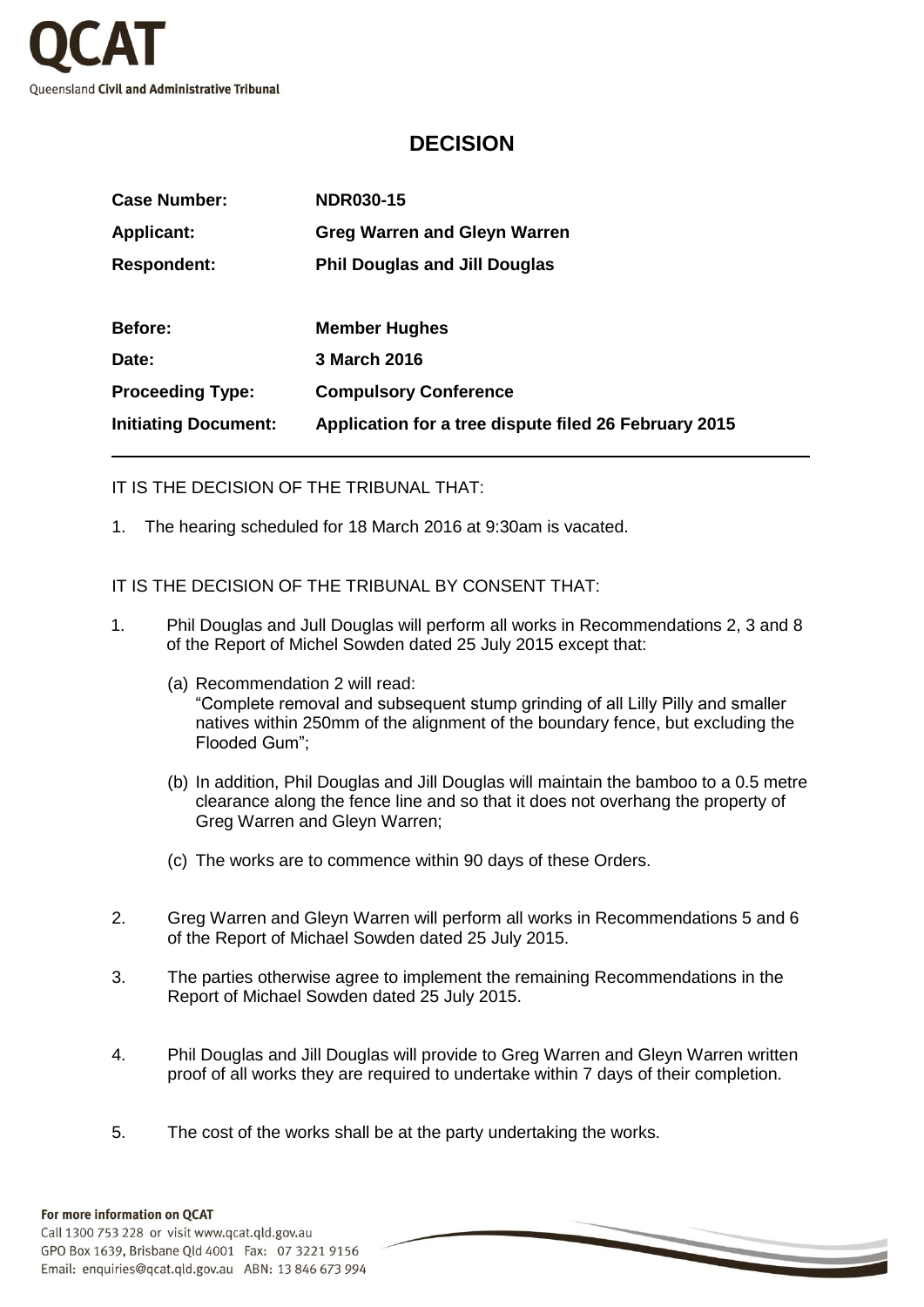QCAT

Queensland **Civil and Administrative Tribunal**

# DECISION

| | |
|---|---|
| **Case Number:** | **NDR030-15** |
| **Applicant:** | **Greg Warren and Gleyn Warren** |
| **Respondent:** | **Phil Douglas and Jill Douglas** |
| **Before:** | **Member Hughes** |
| **Date:** | **3 March 2016** |
| **Proceeding Type:** | **Compulsory Conference** |
| **Initiating Document:** | **Application for a tree dispute filed 26 February 2015** |

IT IS THE DECISION OF THE TRIBUNAL THAT:

1. The hearing scheduled for 18 March 2016 at 9:30am is vacated.

IT IS THE DECISION OF THE TRIBUNAL BY CONSENT THAT:

1. Phil Douglas and Jull Douglas will perform all works in Recommendations 2, 3 and 8 of the Report of Michel Sowden dated 25 July 2015 except that:

   (a) Recommendation 2 will read:
   "Complete removal and subsequent stump grinding of all Lilly Pilly and smaller natives within 250mm of the alignment of the boundary fence, but excluding the Flooded Gum";

   (b) In addition, Phil Douglas and Jill Douglas will maintain the bamboo to a 0.5 metre clearance along the fence line and so that it does not overhang the property of Greg Warren and Gleyn Warren;

   (c) The works are to commence within 90 days of these Orders.

2. Greg Warren and Gleyn Warren will perform all works in Recommendations 5 and 6 of the Report of Michael Sowden dated 25 July 2015.

3. The parties otherwise agree to implement the remaining Recommendations in the Report of Michael Sowden dated 25 July 2015.

4. Phil Douglas and Jill Douglas will provide to Greg Warren and Gleyn Warren written proof of all works they are required to undertake within 7 days of their completion.

5. The cost of the works shall be at the party undertaking the works.

**For more information on QCAT**

Call 1300 753 228 or visit www.qcat.qld.gov.au
GPO Box 1639, Brisbane Qld 4001 Fax: 07 3221 9156
Email: enquiries@qcat.qld.gov.au ABN: 13 846 673 994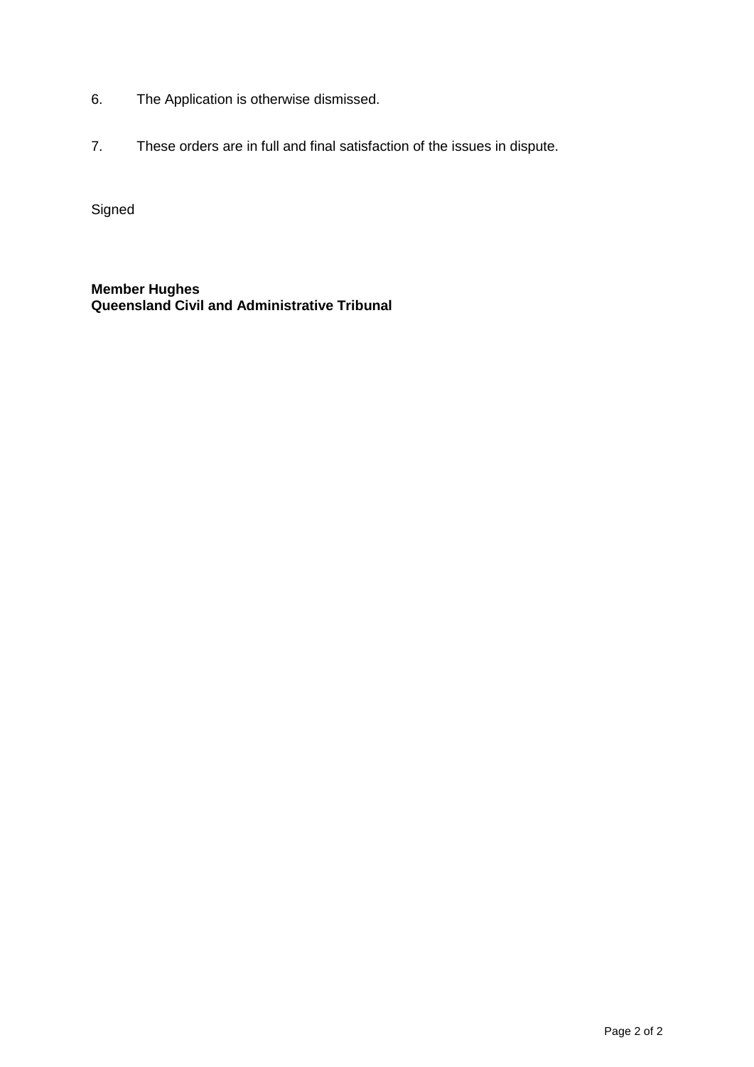6. The Application is otherwise dismissed.

7. These orders are in full and final satisfaction of the issues in dispute.

Signed

**Member Hughes**
**Queensland Civil and Administrative Tribunal**